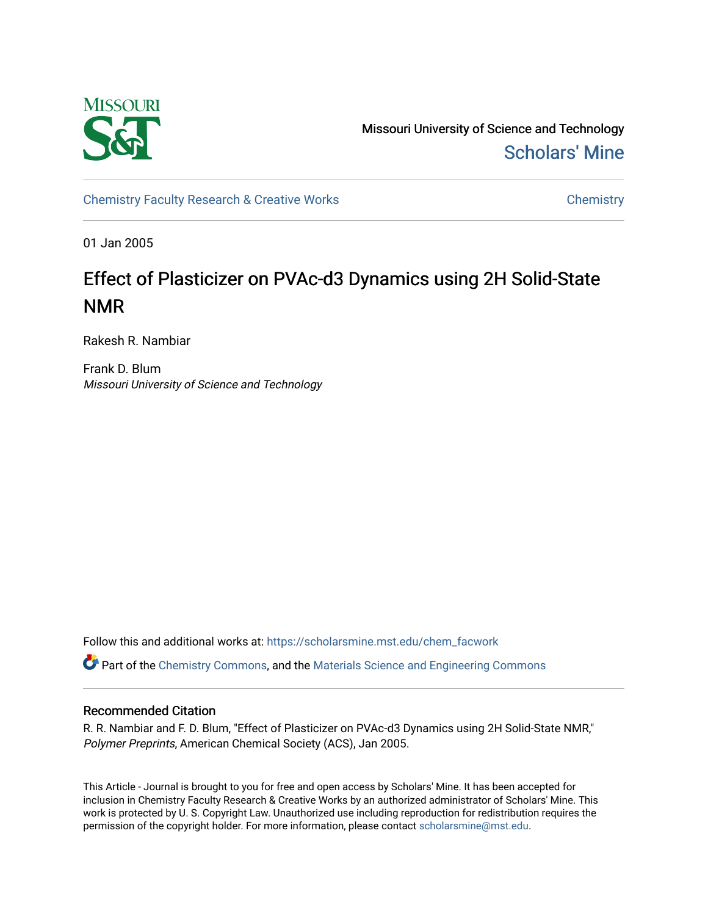Missouri University of Science and Technology

[Scholars' Mine](https://scholarsmine.mst.edu/)

[Chemistry Faculty Research & Creative Works](https://scholarsmine.mst.edu/chem_facwork) | [Chemistry](https://scholarsmine.mst.edu/chem)

01 Jan 2005

# Effect of Plasticizer on PVAc-d3 Dynamics using 2H Solid-State NMR

Rakesh R. Nambiar

Frank D. Blum
*Missouri University of Science and Technology*

Follow this and additional works at: https://scholarsmine.mst.edu/chem_facwork

Part of the Chemistry Commons, and the Materials Science and Engineering Commons

## Recommended Citation

R. R. Nambiar and F. D. Blum, "Effect of Plasticizer on PVAc-d3 Dynamics using 2H Solid-State NMR," *Polymer Preprints*, American Chemical Society (ACS), Jan 2005.

This Article - Journal is brought to you for free and open access by Scholars' Mine. It has been accepted for inclusion in Chemistry Faculty Research & Creative Works by an authorized administrator of Scholars' Mine. This work is protected by U. S. Copyright Law. Unauthorized use including reproduction for redistribution requires the permission of the copyright holder. For more information, please contact scholarsmine@mst.edu.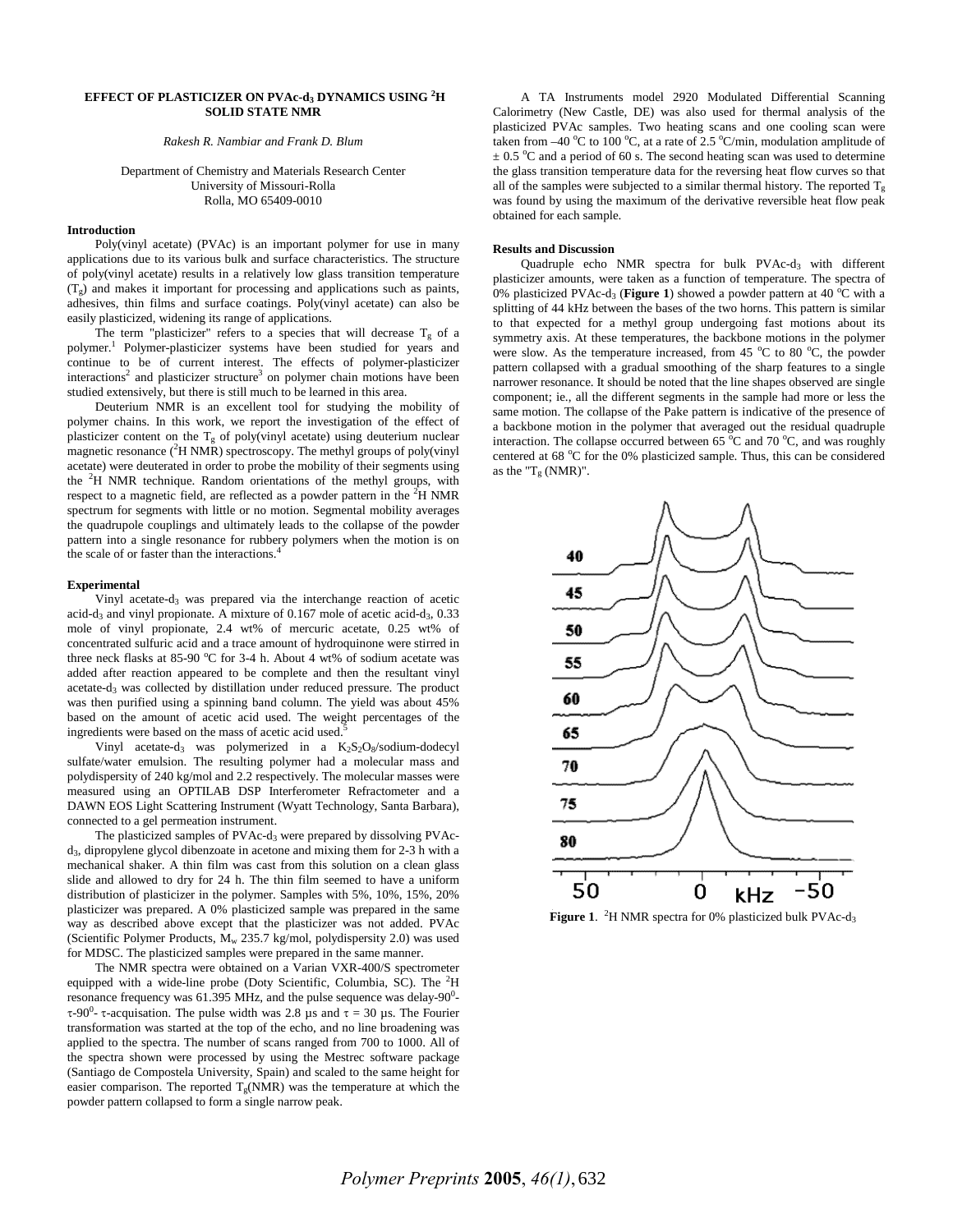## EFFECT OF PLASTICIZER ON PVAc-$d_3$ DYNAMICS USING $^2$H SOLID STATE NMR

*Rakesh R. Nambiar and Frank D. Blum*

Department of Chemistry and Materials Research Center
University of Missouri-Rolla
Rolla, MO 65409-0010

### Introduction

Poly(vinyl acetate) (PVAc) is an important polymer for use in many applications due to its various bulk and surface characteristics. The structure of poly(vinyl acetate) results in a relatively low glass transition temperature ($T_g$) and makes it important for processing and applications such as paints, adhesives, thin films and surface coatings. Poly(vinyl acetate) can also be easily plasticized, widening its range of applications.

The term "plasticizer" refers to a species that will decrease $T_g$ of a polymer.[1] Polymer-plasticizer systems have been studied for years and continue to be of current interest. The effects of polymer-plasticizer interactions[2] and plasticizer structure[3] on polymer chain motions have been studied extensively, but there is still much to be learned in this area.

Deuterium NMR is an excellent tool for studying the mobility of polymer chains. In this work, we report the investigation of the effect of plasticizer content on the $T_g$ of poly(vinyl acetate) using deuterium nuclear magnetic resonance ($^2$H NMR) spectroscopy. The methyl groups of poly(vinyl acetate) were deuterated in order to probe the mobility of their segments using the $^2$H NMR technique. Random orientations of the methyl groups, with respect to a magnetic field, are reflected as a powder pattern in the $^2$H NMR spectrum for segments with little or no motion. Segmental mobility averages the quadrupole couplings and ultimately leads to the collapse of the powder pattern into a single resonance for rubbery polymers when the motion is on the scale of or faster than the interactions.[4]

### Experimental

Vinyl acetate-$d_3$ was prepared via the interchange reaction of acetic acid-$d_3$ and vinyl propionate. A mixture of 0.167 mole of acetic acid-$d_3$, 0.33 mole of vinyl propionate, 2.4 wt% of mercuric acetate, 0.25 wt% of concentrated sulfuric acid and a trace amount of hydroquinone were stirred in three neck flasks at 85-90 °C for 3-4 h. About 4 wt% of sodium acetate was added after reaction appeared to be complete and then the resultant vinyl acetate-$d_3$ was collected by distillation under reduced pressure. The product was then purified using a spinning band column. The yield was about 45% based on the amount of acetic acid used. The weight percentages of the ingredients were based on the mass of acetic acid used.[5]

Vinyl acetate-$d_3$ was polymerized in a $K_2S_2O_8$/sodium-dodecyl sulfate/water emulsion. The resulting polymer had a molecular mass and polydispersity of 240 kg/mol and 2.2 respectively. The molecular masses were measured using an OPTILAB DSP Interferometer Refractometer and a DAWN EOS Light Scattering Instrument (Wyatt Technology, Santa Barbara), connected to a gel permeation instrument.

The plasticized samples of PVAc-$d_3$ were prepared by dissolving PVAc-$d_3$, dipropylene glycol dibenzoate in acetone and mixing them for 2-3 h with a mechanical shaker. A thin film was cast from this solution on a clean glass slide and allowed to dry for 24 h. The thin film seemed to have a uniform distribution of plasticizer in the polymer. Samples with 5%, 10%, 15%, 20% plasticizer was prepared. A 0% plasticized sample was prepared in the same way as described above except that the plasticizer was not added. PVAc (Scientific Polymer Products, $M_w$ 235.7 kg/mol, polydispersity 2.0) was used for MDSC. The plasticized samples were prepared in the same manner.

The NMR spectra were obtained on a Varian VXR-400/S spectrometer equipped with a wide-line probe (Doty Scientific, Columbia, SC). The $^2$H resonance frequency was 61.395 MHz, and the pulse sequence was delay-$90^0$-$\tau$-$90^0$- $\tau$-acquisation. The pulse width was 2.8 μs and $\tau$ = 30 μs. The Fourier transformation was started at the top of the echo, and no line broadening was applied to the spectra. The number of scans ranged from 700 to 1000. All of the spectra shown were processed by using the Mestrec software package (Santiago de Compostela University, Spain) and scaled to the same height for easier comparison. The reported $T_g$(NMR) was the temperature at which the powder pattern collapsed to form a single narrow peak.

A TA Instruments model 2920 Modulated Differential Scanning Calorimetry (New Castle, DE) was also used for thermal analysis of the plasticized PVAc samples. Two heating scans and one cooling scan were taken from –40 °C to 100 °C, at a rate of 2.5 °C/min, modulation amplitude of ± 0.5 °C and a period of 60 s. The second heating scan was used to determine the glass transition temperature data for the reversing heat flow curves so that all of the samples were subjected to a similar thermal history. The reported $T_g$ was found by using the maximum of the derivative reversible heat flow peak obtained for each sample.

### Results and Discussion

Quadruple echo NMR spectra for bulk PVAc-$d_3$ with different plasticizer amounts, were taken as a function of temperature. The spectra of 0% plasticized PVAc-$d_3$ (**Figure 1**) showed a powder pattern at 40 °C with a splitting of 44 kHz between the bases of the two horns. This pattern is similar to that expected for a methyl group undergoing fast motions about its symmetry axis. At these temperatures, the backbone motions in the polymer were slow. As the temperature increased, from 45 °C to 80 °C, the powder pattern collapsed with a gradual smoothing of the sharp features to a single narrower resonance. It should be noted that the line shapes observed are single component; ie., all the different segments in the sample had more or less the same motion. The collapse of the Pake pattern is indicative of the presence of a backbone motion in the polymer that averaged out the residual quadruple interaction. The collapse occurred between 65 °C and 70 °C, and was roughly centered at 68 °C for the 0% plasticized sample. Thus, this can be considered as the "$T_g$ (NMR)".

**Figure 1**. $^2$H NMR spectra for 0% plasticized bulk PVAc-$d_3$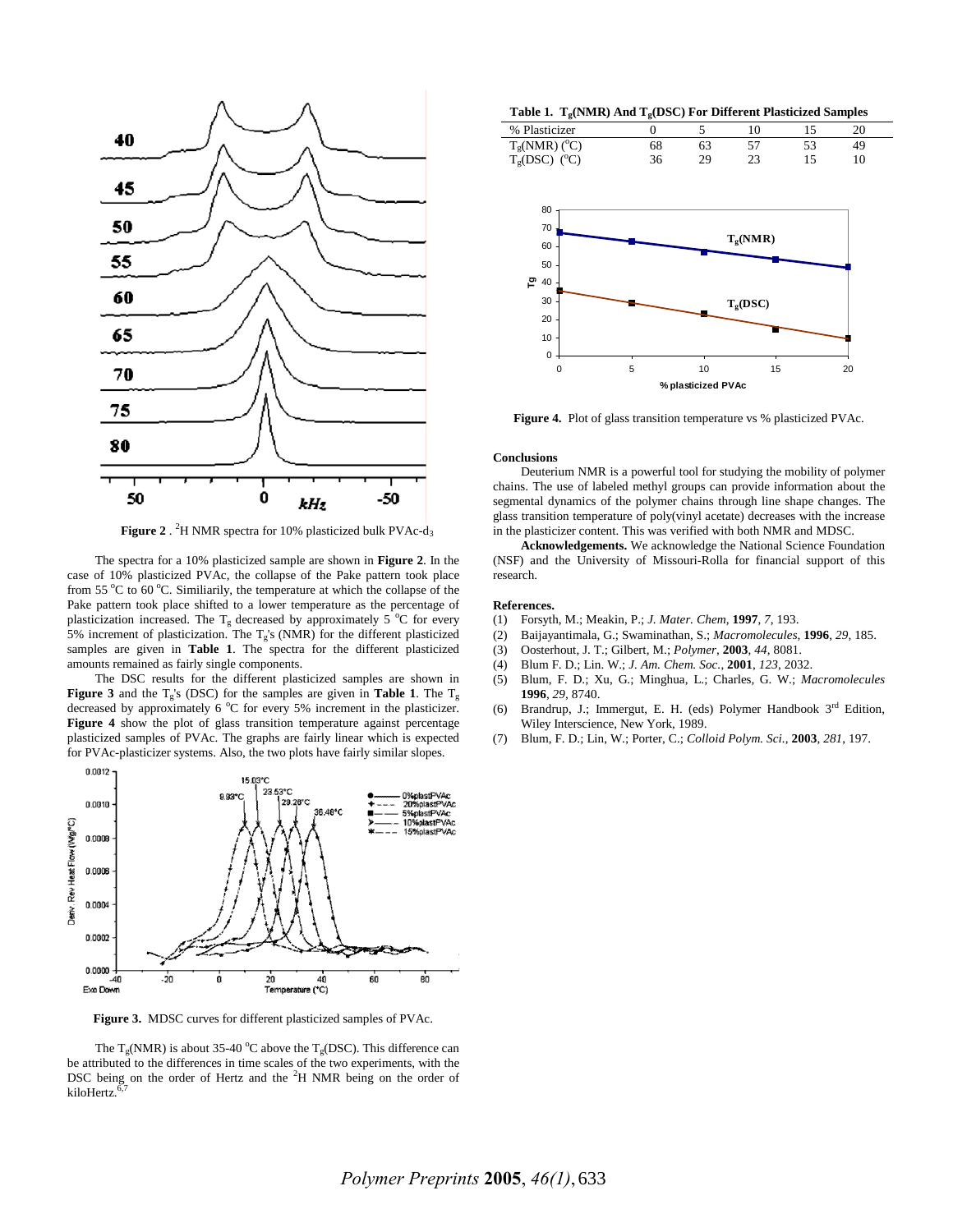40

45

50

55

60

65

70

75

80

50 0 kHz -50

**Figure 2** . $^2$H NMR spectra for 10% plasticized bulk PVAc-$d_3$

The spectra for a 10% plasticized sample are shown in **Figure 2**. In the case of 10% plasticized PVAc, the collapse of the Pake pattern took place from 55 °C to 60 °C. Similiarily, the temperature at which the collapse of the Pake pattern took place shifted to a lower temperature as the percentage of plasticization increased. The $T_g$ decreased by approximately 5 °C for every 5% increment of plasticization. The $T_g$'s (NMR) for the different plasticized samples are given in **Table 1**. The spectra for the different plasticized amounts remained as fairly single components.

The DSC results for the different plasticized samples are shown in **Figure 3** and the $T_g$'s (DSC) for the samples are given in **Table 1**. The $T_g$ decreased by approximately 6 °C for every 5% increment in the plasticizer. **Figure 4** show the plot of glass transition temperature against percentage plasticized samples of PVAc. The graphs are fairly linear which is expected for PVAc-plasticizer systems. Also, the two plots have fairly similar slopes.

0.0012
0.0010
0.0008
0.0006
0.0004
0.0002
0.0000
Deriv. Rev Heat Flow (W/g/°C)
Exo Down
-40 -20 0 20 40 60 80
Temperature (°C)
15.03°C
9.93°C
23.53°C
29.28°C
36.46°C
0%plastPVAc
20%plastPVAc
5%plastPVAc
10%plastPVAc
15%plastPVAc

**Figure 3.** MDSC curves for different plasticized samples of PVAc.

The $T_g$(NMR) is about 35-40 °C above the $T_g$(DSC). This difference can be attributed to the differences in time scales of the two experiments, with the DSC being on the order of Hertz and the $^2$H NMR being on the order of kiloHertz.[6,7]

**Table 1. $T_g$(NMR) And $T_g$(DSC) For Different Plasticized Samples**

| % Plasticizer | 0 | 5 | 10 | 15 | 20 |
|---|---|---|---|---|---|
| $T_g$(NMR) (°C) | 68 | 63 | 57 | 53 | 49 |
| $T_g$(DSC) (°C) | 36 | 29 | 23 | 15 | 10 |

80
70
60
50
40
30
20
10
0
Tg
0 5 10 15 20
% plasticized PVAc
$T_g$(NMR)
$T_g$(DSC)

**Figure 4.** Plot of glass transition temperature vs % plasticized PVAc.

## Conclusions

Deuterium NMR is a powerful tool for studying the mobility of polymer chains. The use of labeled methyl groups can provide information about the segmental dynamics of the polymer chains through line shape changes. The glass transition temperature of poly(vinyl acetate) decreases with the increase in the plasticizer content. This was verified with both NMR and MDSC.

**Acknowledgements.** We acknowledge the National Science Foundation (NSF) and the University of Missouri-Rolla for financial support of this research.

## References.

(1) Forsyth, M.; Meakin, P.; *J. Mater. Chem*, **1997**, *7*, 193.
(2) Baijayantimala, G.; Swaminathan, S.; *Macromolecules*, **1996**, *29*, 185.
(3) Oosterhout, J. T.; Gilbert, M.; *Polymer*, **2003**, *44*, 8081.
(4) Blum F. D.; Lin. W.; *J. Am. Chem. Soc.*, **2001**, *123*, 2032.
(5) Blum, F. D.; Xu, G.; Minghua, L.; Charles, G. W.; *Macromolecules* **1996**, *29*, 8740.
(6) Brandrup, J.; Immergut, E. H. (eds) Polymer Handbook 3rd Edition, Wiley Interscience, New York, 1989.
(7) Blum, F. D.; Lin, W.; Porter, C.; *Colloid Polym. Sci.*, **2003**, *281*, 197.